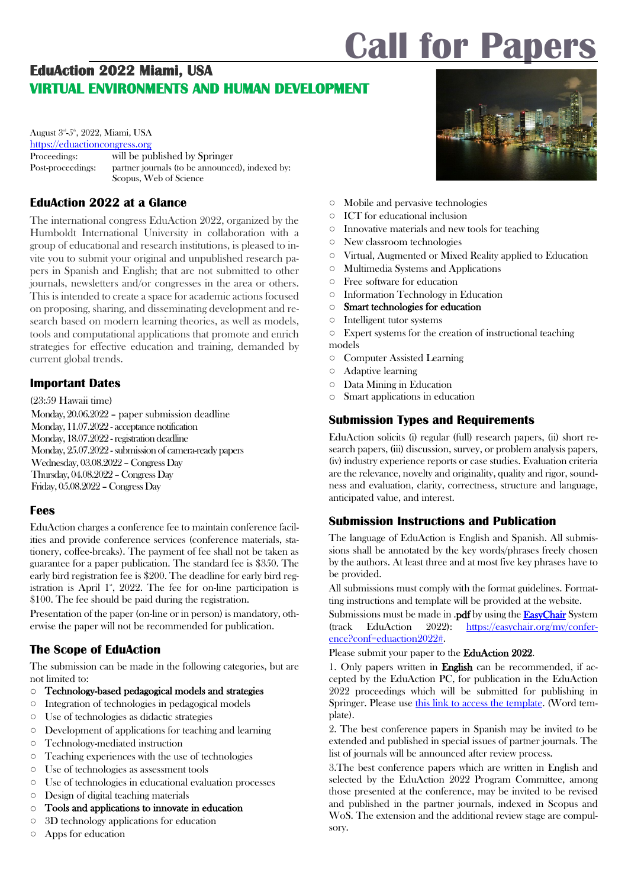# Call for Papers

## EduAction 2022 Miami, USA

## VIRTUAL ENVIRONMENTS AND HUMAN DEVELOPMENT

August 3rd-5th, 2022, Miami, USA
https://eduactioncongress.org

| | |
|---|---|
| Proceedings: | will be published by Springer |
| Post-proceedings: | partner journals (to be announced), indexed by: Scopus, Web of Science |

### EduAction 2022 at a Glance

The international congress EduAction 2022, organized by the Humboldt International University in collaboration with a group of educational and research institutions, is pleased to invite you to submit your original and unpublished research papers in Spanish and English; that are not submitted to other journals, newsletters and/or congresses in the area or others. This is intended to create a space for academic actions focused on proposing, sharing, and disseminating development and research based on modern learning theories, as well as models, tools and computational applications that promote and enrich strategies for effective education and training, demanded by current global trends.

### Important Dates

(23:59 Hawaii time)
Monday, 20.06.2022 – paper submission deadline
Monday, 11.07.2022 - acceptance notification
Monday, 18.07.2022 - registration deadline
Monday, 25.07.2022 - submission of camera-ready papers
Wednesday, 03.08.2022 – Congress Day
Thursday, 04.08.2022 – Congress Day
Friday, 05.08.2022 – Congress Day

### Fees

EduAction charges a conference fee to maintain conference facilities and provide conference services (conference materials, stationery, coffee-breaks). The payment of fee shall not be taken as guarantee for a paper publication. The standard fee is $350. The early bird registration fee is $200. The deadline for early bird registration is April 1st, 2022. The fee for on-line participation is $100. The fee should be paid during the registration.

Presentation of the paper (on-line or in person) is mandatory, otherwise the paper will not be recommended for publication.

### The Scope of EduAction

The submission can be made in the following categories, but are not limited to:

- Technology-based pedagogical models and strategies
- Integration of technologies in pedagogical models
- Use of technologies as didactic strategies
- Development of applications for teaching and learning
- Technology-mediated instruction
- Teaching experiences with the use of technologies
- Use of technologies as assessment tools
- Use of technologies in educational evaluation processes
- Design of digital teaching materials
- Tools and applications to innovate in education
- 3D technology applications for education
- Apps for education
- Mobile and pervasive technologies
- ICT for educational inclusion
- Innovative materials and new tools for teaching
- New classroom technologies
- Virtual, Augmented or Mixed Reality applied to Education
- Multimedia Systems and Applications
- Free software for education
- Information Technology in Education
- Smart technologies for education
- Intelligent tutor systems
- Expert systems for the creation of instructional teaching models
- Computer Assisted Learning
- Adaptive learning
- Data Mining in Education
- Smart applications in education

### Submission Types and Requirements

EduAction solicits (i) regular (full) research papers, (ii) short research papers, (iii) discussion, survey, or problem analysis papers, (iv) industry experience reports or case studies. Evaluation criteria are the relevance, novelty and originality, quality and rigor, soundness and evaluation, clarity, correctness, structure and language, anticipated value, and interest.

### Submission Instructions and Publication

The language of EduAction is English and Spanish. All submissions shall be annotated by the key words/phrases freely chosen by the authors. At least three and at most five key phrases have to be provided.

All submissions must comply with the format guidelines. Formatting instructions and template will be provided at the website.

Submissions must be made in .pdf by using the **EasyChair** System (track EduAction 2022): https://easychair.org/my/conference?conf=eduaction2022#.

Please submit your paper to the EduAction 2022.

1. Only papers written in English can be recommended, if accepted by the EduAction PC, for publication in the EduAction 2022 proceedings which will be submitted for publishing in Springer. Please use this link to access the template. (Word template).

2. The best conference papers in Spanish may be invited to be extended and published in special issues of partner journals. The list of journals will be announced after review process.

3.The best conference papers which are written in English and selected by the EduAction 2022 Program Committee, among those presented at the conference, may be invited to be revised and published in the partner journals, indexed in Scopus and WoS. The extension and the additional review stage are compulsory.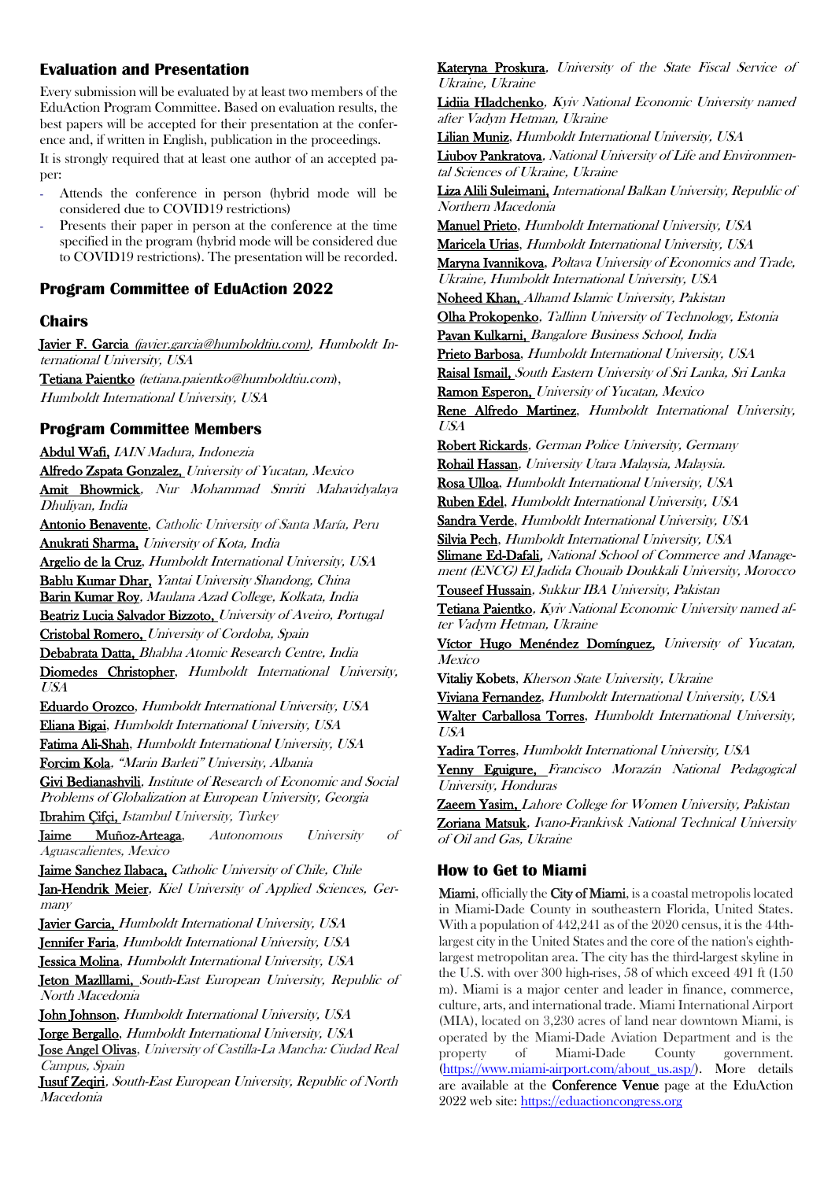## Evaluation and Presentation

Every submission will be evaluated by at least two members of the EduAction Program Committee. Based on evaluation results, the best papers will be accepted for their presentation at the conference and, if written in English, publication in the proceedings.

It is strongly required that at least one author of an accepted paper:

- Attends the conference in person (hybrid mode will be considered due to COVID19 restrictions)
- Presents their paper in person at the conference at the time specified in the program (hybrid mode will be considered due to COVID19 restrictions). The presentation will be recorded.

## Program Committee of EduAction 2022

### Chairs

Javier F. Garcia *(javier.garcia@humboldtiu.com), Humboldt International University, USA*

Tetiana Paientko *(tetiana.paientko@humboldtiu.com), Humboldt International University, USA*

### Program Committee Members

Abdul Wafi, *IAIN Madura, Indonezia*

Alfredo Zspata Gonzalez, *University of Yucatan, Mexico*

Amit Bhowmick, *Nur Mohammad Smriti Mahavidyalaya Dhuliyan, India*

Antonio Benavente, *Catholic University of Santa María, Peru*

Anukrati Sharma, *University of Kota, India*

Argelio de la Cruz, *Humboldt International University, USA*

Bablu Kumar Dhar, *Yantai University Shandong, China*

Barin Kumar Roy, *Maulana Azad College, Kolkata, India*

Beatriz Lucia Salvador Bizzoto, *University of Aveiro, Portugal*

Cristobal Romero, *University of Cordoba, Spain*

Debabrata Datta, *Bhabha Atomic Research Centre, India*

Diomedes Christopher, *Humboldt International University, USA*

Eduardo Orozco, *Humboldt International University, USA*

Eliana Bigai, *Humboldt International University, USA*

Fatima Ali-Shah, *Humboldt International University, USA*

Forcim Kola, *"Marin Barleti" University, Albania*

Givi Bedianashvili, *Institute of Research of Economic and Social Problems of Globalization at European University, Georgia*

Ibrahim Çifçi, *Istambul University, Turkey*

Jaime Muñoz-Arteaga, *Autonomous University of Aguascalientes, Mexico*

Jaime Sanchez Ilabaca, *Catholic University of Chile, Chile*

Jan-Hendrik Meier, *Kiel University of Applied Sciences, Germany*

Javier Garcia, *Humboldt International University, USA*

Jennifer Faria, *Humboldt International University, USA*

Jessica Molina, *Humboldt International University, USA*

Jeton Mazlllami, *South-East European University, Republic of North Macedonia*

John Johnson, *Humboldt International University, USA*

Jorge Bergallo, *Humboldt International University, USA*

Jose Angel Olivas, *University of Castilla-La Mancha: Ciudad Real Campus, Spain*

Jusuf Zeqiri, *South-East European University, Republic of North Macedonia*

Kateryna Proskura, *University of the State Fiscal Service of Ukraine, Ukraine*

Lidiia Hladchenko, *Kyiv National Economic University named after Vadym Hetman, Ukraine*

Lilian Muniz, *Humboldt International University, USA*

Liubov Pankratova, *National University of Life and Environmental Sciences of Ukraine, Ukraine*

Liza Alili Suleimani, *International Balkan University, Republic of Northern Macedonia*

Manuel Prieto, *Humboldt International University, USA*

Maricela Urias, *Humboldt International University, USA*

Maryna Ivannikova, *Poltava University of Economics and Trade, Ukraine, Humboldt International University, USA*

Noheed Khan, *Alhamd Islamic University, Pakistan*

Olha Prokopenko, *Tallinn University of Technology, Estonia*

Pavan Kulkarni, *Bangalore Business School, India*

Prieto Barbosa, *Humboldt International University, USA*

Raisal Ismail, *South Eastern University of Sri Lanka, Sri Lanka*

Ramon Esperon, *University of Yucatan, Mexico*

Rene Alfredo Martinez, *Humboldt International University, USA*

Robert Rickards, *German Police University, Germany*

Rohail Hassan, *University Utara Malaysia, Malaysia.*

Rosa Ulloa, *Humboldt International University, USA*

Ruben Edel, *Humboldt International University, USA*

Sandra Verde, *Humboldt International University, USA*

Silvia Pech, *Humboldt International University, USA*

Slimane Ed-Dafali, *National School of Commerce and Management (ENCG) El Jadida Chouaib Doukkali University, Morocco*

Touseef Hussain, *Sukkur IBA University, Pakistan*

Tetiana Paientko, *Kyiv National Economic University named after Vadym Hetman, Ukraine*

Víctor Hugo Menéndez Domínguez, *University of Yucatan, Mexico*

Vitaliy Kobets, *Kherson State University, Ukraine*

Viviana Fernandez, *Humboldt International University, USA*

Walter Carballosa Torres, *Humboldt International University, USA*

Yadira Torres, *Humboldt International University, USA*

Yenny Eguigure, *Francisco Morazán National Pedagogical University, Honduras*

Zaeem Yasim, *Lahore College for Women University, Pakistan*

Zoriana Matsuk, *Ivano-Frankivsk National Technical University of Oil and Gas, Ukraine*

## How to Get to Miami

**Miami**, officially the **City of Miami**, is a coastal metropolis located in Miami-Dade County in southeastern Florida, United States. With a population of 442,241 as of the 2020 census, it is the 44th-largest city in the United States and the core of the nation's eighth-largest metropolitan area. The city has the third-largest skyline in the U.S. with over 300 high-rises, 58 of which exceed 491 ft (150 m). Miami is a major center and leader in finance, commerce, culture, arts, and international trade. Miami International Airport (MIA), located on 3,230 acres of land near downtown Miami, is operated by the Miami-Dade Aviation Department and is the property of Miami-Dade County government. (https://www.miami-airport.com/about_us.asp/). More details are available at the **Conference Venue** page at the EduAction 2022 web site: https://eduactioncongress.org